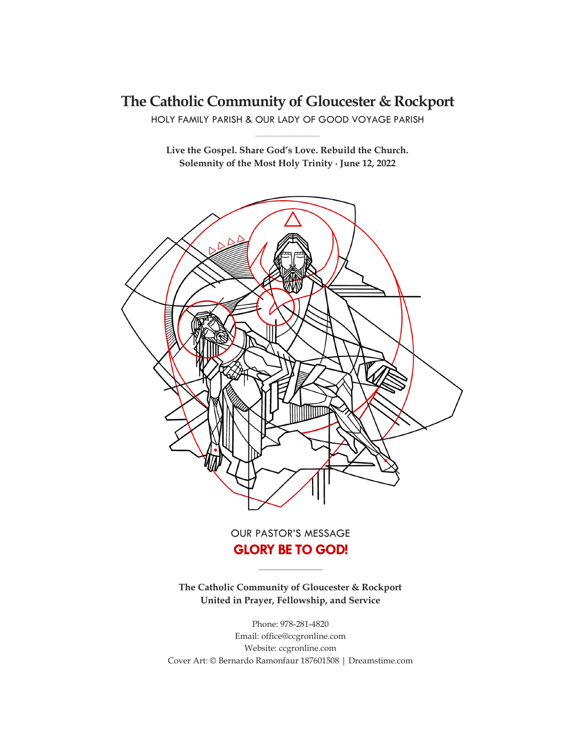# The Catholic Community of Gloucester & Rockport

HOLY FAMILY PARISH & OUR LADY OF GOOD VOYAGE PARISH

---

**Live the Gospel. Share God's Love. Rebuild the Church.**
**Solemnity of the Most Holy Trinity · June 12, 2022**

OUR PASTOR'S MESSAGE

## GLORY BE TO GOD!

---

**The Catholic Community of Gloucester & Rockport**
**United in Prayer, Fellowship, and Service**

Phone: 978-281-4820
Email: office@ccgronline.com
Website: ccgronline.com
Cover Art: © Bernardo Ramonfaur 187601508 | Dreamstime.com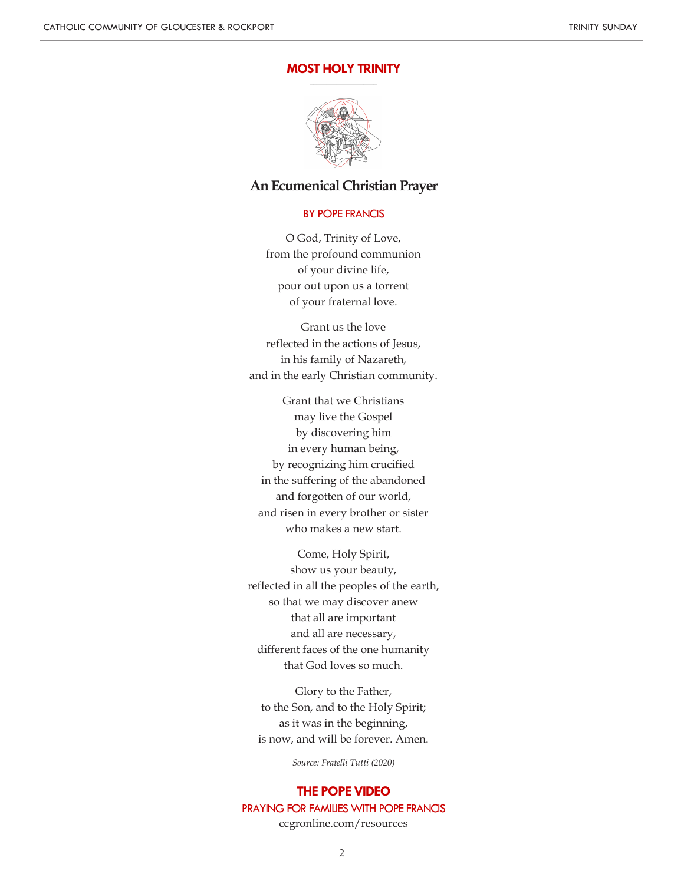# MOST HOLY TRINITY

## An Ecumenical Christian Prayer

BY POPE FRANCIS

O God, Trinity of Love,
from the profound communion
of your divine life,
pour out upon us a torrent
of your fraternal love.

Grant us the love
reflected in the actions of Jesus,
in his family of Nazareth,
and in the early Christian community.

Grant that we Christians
may live the Gospel
by discovering him
in every human being,
by recognizing him crucified
in the suffering of the abandoned
and forgotten of our world,
and risen in every brother or sister
who makes a new start.

Come, Holy Spirit,
show us your beauty,
reflected in all the peoples of the earth,
so that we may discover anew
that all are important
and all are necessary,
different faces of the one humanity
that God loves so much.

Glory to the Father,
to the Son, and to the Holy Spirit;
as it was in the beginning,
is now, and will be forever. Amen.

*Source: Fratelli Tutti (2020)*

## THE POPE VIDEO

PRAYING FOR FAMILIES WITH POPE FRANCIS

ccgronline.com/resources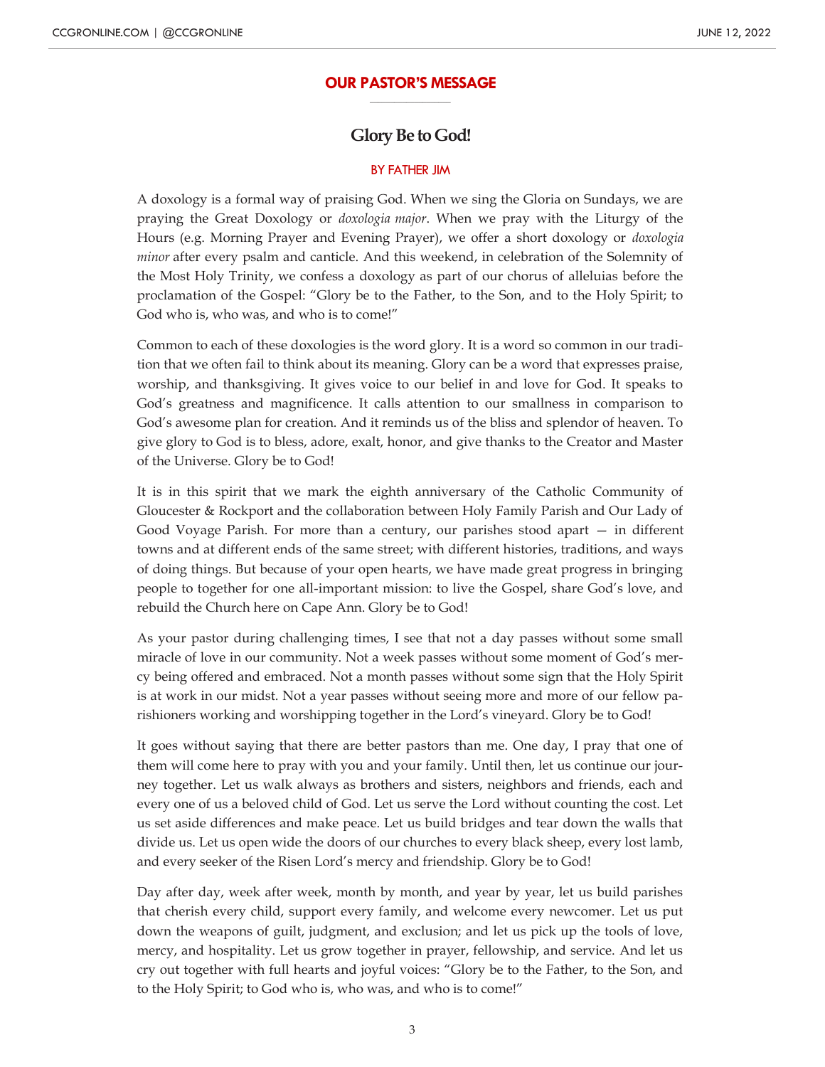## OUR PASTOR'S MESSAGE

# Glory Be to God!

BY FATHER JIM

A doxology is a formal way of praising God. When we sing the Gloria on Sundays, we are praying the Great Doxology or *doxologia major*. When we pray with the Liturgy of the Hours (e.g. Morning Prayer and Evening Prayer), we offer a short doxology or *doxologia minor* after every psalm and canticle. And this weekend, in celebration of the Solemnity of the Most Holy Trinity, we confess a doxology as part of our chorus of alleluias before the proclamation of the Gospel: "Glory be to the Father, to the Son, and to the Holy Spirit; to God who is, who was, and who is to come!"

Common to each of these doxologies is the word glory. It is a word so common in our tradition that we often fail to think about its meaning. Glory can be a word that expresses praise, worship, and thanksgiving. It gives voice to our belief in and love for God. It speaks to God's greatness and magnificence. It calls attention to our smallness in comparison to God's awesome plan for creation. And it reminds us of the bliss and splendor of heaven. To give glory to God is to bless, adore, exalt, honor, and give thanks to the Creator and Master of the Universe. Glory be to God!

It is in this spirit that we mark the eighth anniversary of the Catholic Community of Gloucester & Rockport and the collaboration between Holy Family Parish and Our Lady of Good Voyage Parish. For more than a century, our parishes stood apart — in different towns and at different ends of the same street; with different histories, traditions, and ways of doing things. But because of your open hearts, we have made great progress in bringing people to together for one all-important mission: to live the Gospel, share God's love, and rebuild the Church here on Cape Ann. Glory be to God!

As your pastor during challenging times, I see that not a day passes without some small miracle of love in our community. Not a week passes without some moment of God's mercy being offered and embraced. Not a month passes without some sign that the Holy Spirit is at work in our midst. Not a year passes without seeing more and more of our fellow parishioners working and worshipping together in the Lord's vineyard. Glory be to God!

It goes without saying that there are better pastors than me. One day, I pray that one of them will come here to pray with you and your family. Until then, let us continue our journey together. Let us walk always as brothers and sisters, neighbors and friends, each and every one of us a beloved child of God. Let us serve the Lord without counting the cost. Let us set aside differences and make peace. Let us build bridges and tear down the walls that divide us. Let us open wide the doors of our churches to every black sheep, every lost lamb, and every seeker of the Risen Lord's mercy and friendship. Glory be to God!

Day after day, week after week, month by month, and year by year, let us build parishes that cherish every child, support every family, and welcome every newcomer. Let us put down the weapons of guilt, judgment, and exclusion; and let us pick up the tools of love, mercy, and hospitality. Let us grow together in prayer, fellowship, and service. And let us cry out together with full hearts and joyful voices: "Glory be to the Father, to the Son, and to the Holy Spirit; to God who is, who was, and who is to come!"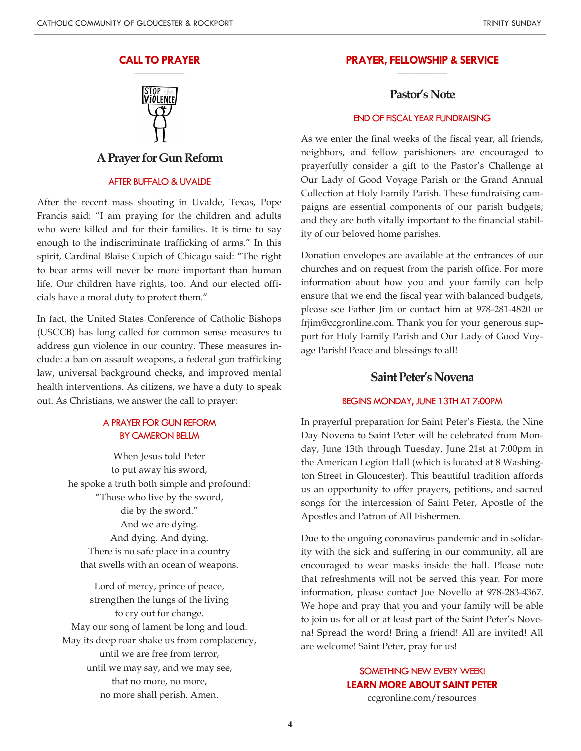## CALL TO PRAYER

### A Prayer for Gun Reform

AFTER BUFFALO & UVALDE

After the recent mass shooting in Uvalde, Texas, Pope Francis said: "I am praying for the children and adults who were killed and for their families. It is time to say enough to the indiscriminate trafficking of arms." In this spirit, Cardinal Blaise Cupich of Chicago said: "The right to bear arms will never be more important than human life. Our children have rights, too. And our elected officials have a moral duty to protect them."

In fact, the United States Conference of Catholic Bishops (USCCB) has long called for common sense measures to address gun violence in our country. These measures include: a ban on assault weapons, a federal gun trafficking law, universal background checks, and improved mental health interventions. As citizens, we have a duty to speak out. As Christians, we answer the call to prayer:

A PRAYER FOR GUN REFORM
BY CAMERON BELLM

When Jesus told Peter
to put away his sword,
he spoke a truth both simple and profound:
"Those who live by the sword,
die by the sword."
And we are dying.
And dying. And dying.
There is no safe place in a country
that swells with an ocean of weapons.

Lord of mercy, prince of peace,
strengthen the lungs of the living
to cry out for change.
May our song of lament be long and loud.
May its deep roar shake us from complacency,
until we are free from terror,
until we may say, and we may see,
that no more, no more,
no more shall perish. Amen.

## PRAYER, FELLOWSHIP & SERVICE

### Pastor's Note

END OF FISCAL YEAR FUNDRAISING

As we enter the final weeks of the fiscal year, all friends, neighbors, and fellow parishioners are encouraged to prayerfully consider a gift to the Pastor's Challenge at Our Lady of Good Voyage Parish or the Grand Annual Collection at Holy Family Parish. These fundraising campaigns are essential components of our parish budgets; and they are both vitally important to the financial stability of our beloved home parishes.

Donation envelopes are available at the entrances of our churches and on request from the parish office. For more information about how you and your family can help ensure that we end the fiscal year with balanced budgets, please see Father Jim or contact him at 978-281-4820 or frjim@ccgronline.com. Thank you for your generous support for Holy Family Parish and Our Lady of Good Voyage Parish! Peace and blessings to all!

### Saint Peter's Novena

BEGINS MONDAY, JUNE 13TH AT 7:00PM

In prayerful preparation for Saint Peter's Fiesta, the Nine Day Novena to Saint Peter will be celebrated from Monday, June 13th through Tuesday, June 21st at 7:00pm in the American Legion Hall (which is located at 8 Washington Street in Gloucester). This beautiful tradition affords us an opportunity to offer prayers, petitions, and sacred songs for the intercession of Saint Peter, Apostle of the Apostles and Patron of All Fishermen.

Due to the ongoing coronavirus pandemic and in solidarity with the sick and suffering in our community, all are encouraged to wear masks inside the hall. Please note that refreshments will not be served this year. For more information, please contact Joe Novello at 978-283-4367. We hope and pray that you and your family will be able to join us for all or at least part of the Saint Peter's Novena! Spread the word! Bring a friend! All are invited! All are welcome! Saint Peter, pray for us!

SOMETHING NEW EVERY WEEK!
**LEARN MORE ABOUT SAINT PETER**
ccgronline.com/resources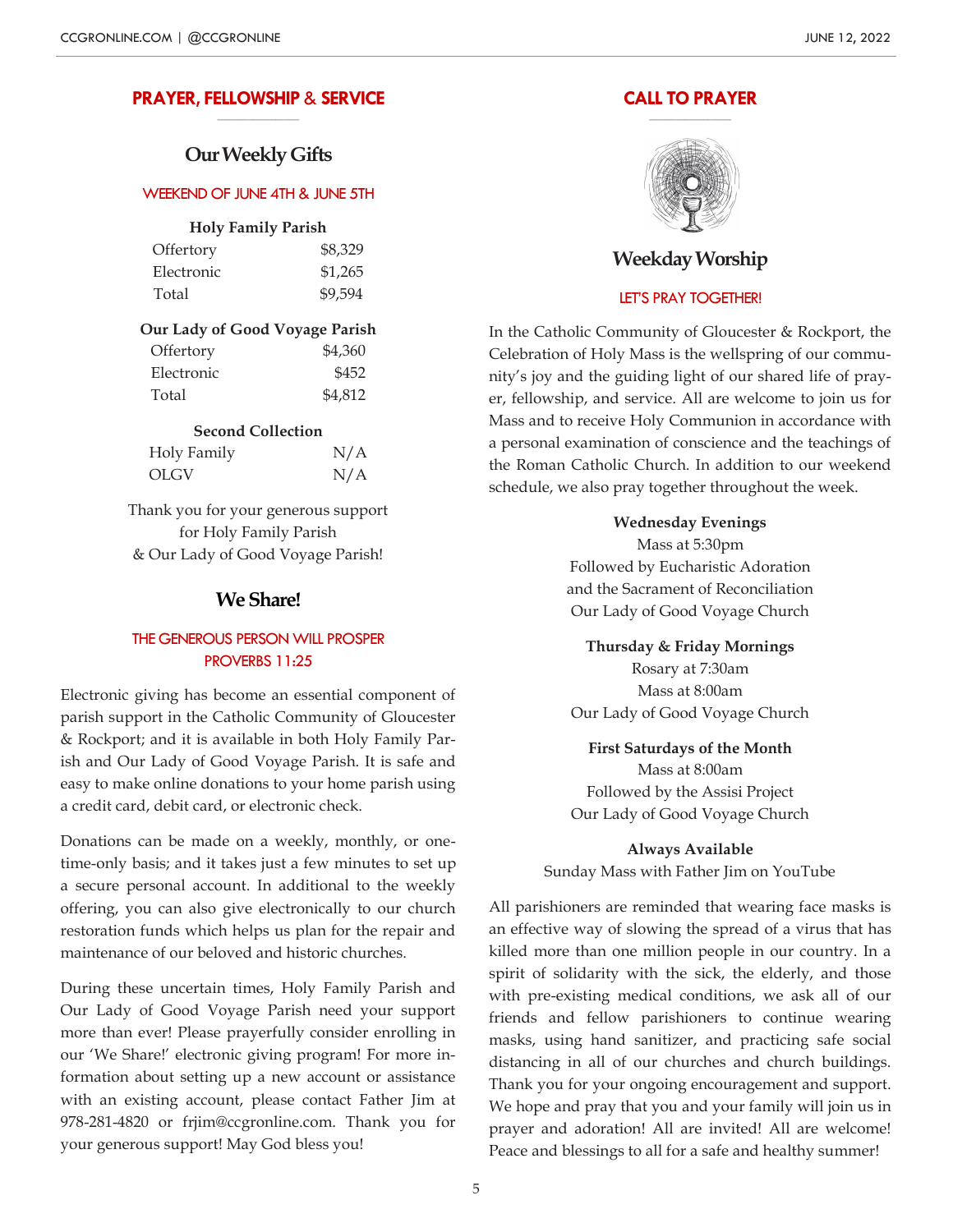## PRAYER, FELLOWSHIP & SERVICE

### Our Weekly Gifts

WEEKEND OF JUNE 4TH & JUNE 5TH

| Holy Family Parish | |
|---|---|
| Offertory | $8,329 |
| Electronic | $1,265 |
| Total | $9,594 |

| Our Lady of Good Voyage Parish | |
|---|---|
| Offertory | $4,360 |
| Electronic | $452 |
| Total | $4,812 |

| Second Collection | |
|---|---|
| Holy Family | N/A |
| OLGV | N/A |

Thank you for your generous support for Holy Family Parish & Our Lady of Good Voyage Parish!

### We Share!

THE GENEROUS PERSON WILL PROSPER
PROVERBS 11:25

Electronic giving has become an essential component of parish support in the Catholic Community of Gloucester & Rockport; and it is available in both Holy Family Parish and Our Lady of Good Voyage Parish. It is safe and easy to make online donations to your home parish using a credit card, debit card, or electronic check.

Donations can be made on a weekly, monthly, or one-time-only basis; and it takes just a few minutes to set up a secure personal account. In additional to the weekly offering, you can also give electronically to our church restoration funds which helps us plan for the repair and maintenance of our beloved and historic churches.

During these uncertain times, Holy Family Parish and Our Lady of Good Voyage Parish need your support more than ever! Please prayerfully consider enrolling in our 'We Share!' electronic giving program! For more information about setting up a new account or assistance with an existing account, please contact Father Jim at 978-281-4820 or frjim@ccgronline.com. Thank you for your generous support! May God bless you!

## CALL TO PRAYER

### Weekday Worship

LET'S PRAY TOGETHER!

In the Catholic Community of Gloucester & Rockport, the Celebration of Holy Mass is the wellspring of our community's joy and the guiding light of our shared life of prayer, fellowship, and service. All are welcome to join us for Mass and to receive Holy Communion in accordance with a personal examination of conscience and the teachings of the Roman Catholic Church. In addition to our weekend schedule, we also pray together throughout the week.

**Wednesday Evenings**
Mass at 5:30pm
Followed by Eucharistic Adoration
and the Sacrament of Reconciliation
Our Lady of Good Voyage Church

**Thursday & Friday Mornings**
Rosary at 7:30am
Mass at 8:00am
Our Lady of Good Voyage Church

**First Saturdays of the Month**
Mass at 8:00am
Followed by the Assisi Project
Our Lady of Good Voyage Church

**Always Available**
Sunday Mass with Father Jim on YouTube

All parishioners are reminded that wearing face masks is an effective way of slowing the spread of a virus that has killed more than one million people in our country. In a spirit of solidarity with the sick, the elderly, and those with pre-existing medical conditions, we ask all of our friends and fellow parishioners to continue wearing masks, using hand sanitizer, and practicing safe social distancing in all of our churches and church buildings. Thank you for your ongoing encouragement and support. We hope and pray that you and your family will join us in prayer and adoration! All are invited! All are welcome! Peace and blessings to all for a safe and healthy summer!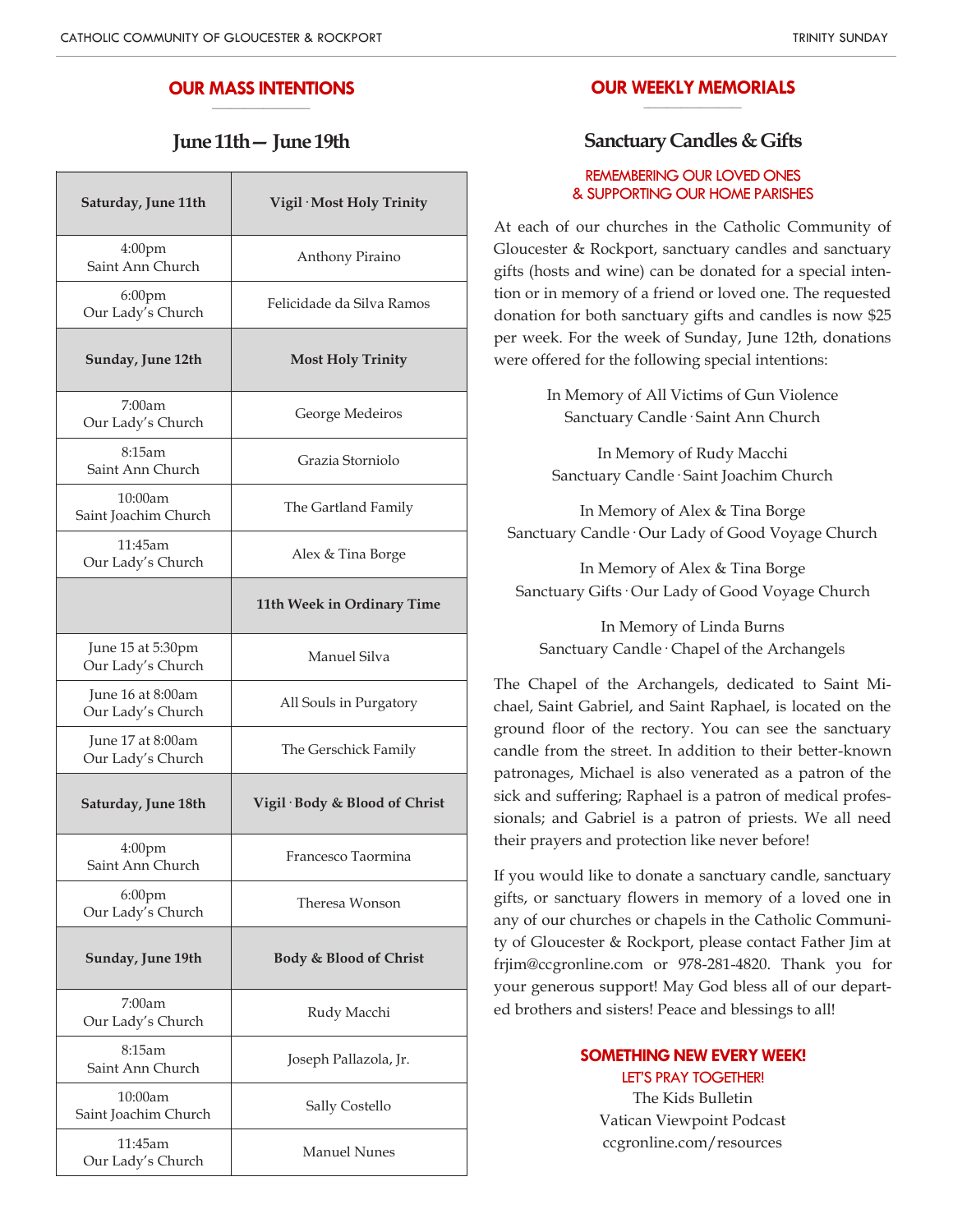## OUR MASS INTENTIONS

### June 11th — June 19th

| Saturday, June 11th | Vigil · Most Holy Trinity |
|---|---|
| 4:00pm Saint Ann Church | Anthony Piraino |
| 6:00pm Our Lady's Church | Felicidade da Silva Ramos |
| **Sunday, June 12th** | **Most Holy Trinity** |
| 7:00am Our Lady's Church | George Medeiros |
| 8:15am Saint Ann Church | Grazia Storniolo |
| 10:00am Saint Joachim Church | The Gartland Family |
| 11:45am Our Lady's Church | Alex & Tina Borge |
| | **11th Week in Ordinary Time** |
| June 15 at 5:30pm Our Lady's Church | Manuel Silva |
| June 16 at 8:00am Our Lady's Church | All Souls in Purgatory |
| June 17 at 8:00am Our Lady's Church | The Gerschick Family |
| **Saturday, June 18th** | **Vigil · Body & Blood of Christ** |
| 4:00pm Saint Ann Church | Francesco Taormina |
| 6:00pm Our Lady's Church | Theresa Wonson |
| **Sunday, June 19th** | **Body & Blood of Christ** |
| 7:00am Our Lady's Church | Rudy Macchi |
| 8:15am Saint Ann Church | Joseph Pallazola, Jr. |
| 10:00am Saint Joachim Church | Sally Costello |
| 11:45am Our Lady's Church | Manuel Nunes |

## OUR WEEKLY MEMORIALS

### Sanctuary Candles & Gifts

REMEMBERING OUR LOVED ONES
& SUPPORTING OUR HOME PARISHES

At each of our churches in the Catholic Community of Gloucester & Rockport, sanctuary candles and sanctuary gifts (hosts and wine) can be donated for a special intention or in memory of a friend or loved one. The requested donation for both sanctuary gifts and candles is now $25 per week. For the week of Sunday, June 12th, donations were offered for the following special intentions:

In Memory of All Victims of Gun Violence
Sanctuary Candle · Saint Ann Church

In Memory of Rudy Macchi
Sanctuary Candle · Saint Joachim Church

In Memory of Alex & Tina Borge
Sanctuary Candle · Our Lady of Good Voyage Church

In Memory of Alex & Tina Borge
Sanctuary Gifts · Our Lady of Good Voyage Church

In Memory of Linda Burns
Sanctuary Candle · Chapel of the Archangels

The Chapel of the Archangels, dedicated to Saint Michael, Saint Gabriel, and Saint Raphael, is located on the ground floor of the rectory. You can see the sanctuary candle from the street. In addition to their better-known patronages, Michael is also venerated as a patron of the sick and suffering; Raphael is a patron of medical professionals; and Gabriel is a patron of priests. We all need their prayers and protection like never before!

If you would like to donate a sanctuary candle, sanctuary gifts, or sanctuary flowers in memory of a loved one in any of our churches or chapels in the Catholic Community of Gloucester & Rockport, please contact Father Jim at frjim@ccgronline.com or 978-281-4820. Thank you for your generous support! May God bless all of our departed brothers and sisters! Peace and blessings to all!

**SOMETHING NEW EVERY WEEK!**
LET'S PRAY TOGETHER!
The Kids Bulletin
Vatican Viewpoint Podcast
ccgronline.com/resources